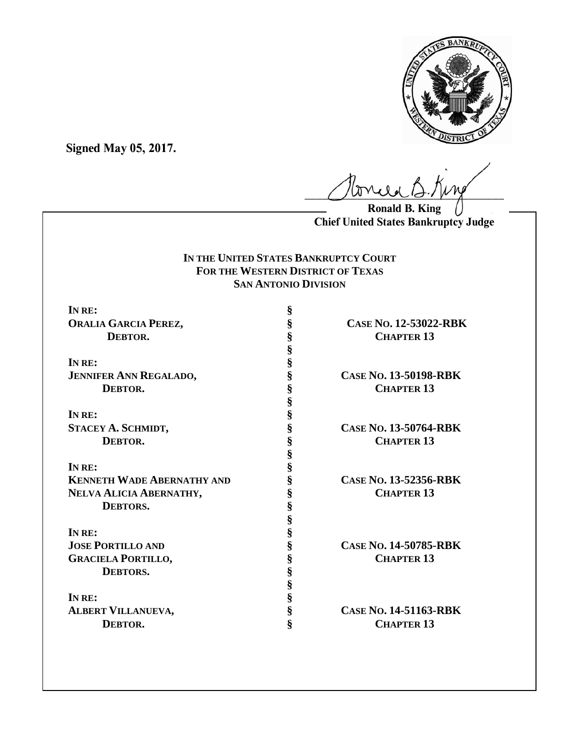**Signed May 05, 2017.**

Ronald B. King
Chief United States Bankruptcy Judge

**IN THE UNITED STATES BANKRUPTCY COURT**
**FOR THE WESTERN DISTRICT OF TEXAS**
**SAN ANTONIO DIVISION**

| | | |
|---|---|---|
| **IN RE:** | § | |
| **ORALIA GARCIA PEREZ,** | § | **CASE NO. 12-53022-RBK** |
| **DEBTOR.** | § | **CHAPTER 13** |
| | § | |
| **IN RE:** | § | |
| **JENNIFER ANN REGALADO,** | § | **CASE NO. 13-50198-RBK** |
| **DEBTOR.** | § | **CHAPTER 13** |
| | § | |
| **IN RE:** | § | |
| **STACEY A. SCHMIDT,** | § | **CASE NO. 13-50764-RBK** |
| **DEBTOR.** | § | **CHAPTER 13** |
| | § | |
| **IN RE:** | § | |
| **KENNETH WADE ABERNATHY AND** | § | **CASE NO. 13-52356-RBK** |
| **NELVA ALICIA ABERNATHY,** | § | **CHAPTER 13** |
| **DEBTORS.** | § | |
| | § | |
| **IN RE:** | § | |
| **JOSE PORTILLO AND** | § | **CASE NO. 14-50785-RBK** |
| **GRACIELA PORTILLO,** | § | **CHAPTER 13** |
| **DEBTORS.** | § | |
| | § | |
| **IN RE:** | § | |
| **ALBERT VILLANUEVA,** | § | **CASE NO. 14-51163-RBK** |
| **DEBTOR.** | § | **CHAPTER 13** |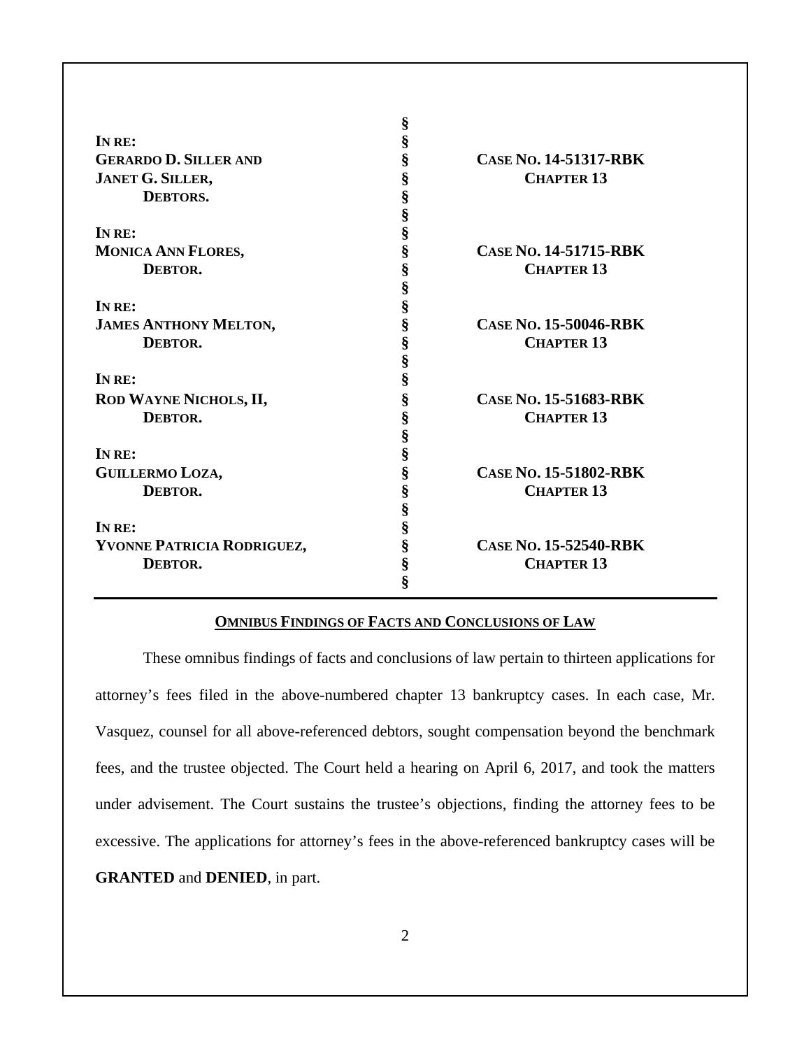| | | |
|---|---|---|
| | § | |
| **IN RE:** | § | |
| **GERARDO D. SILLER AND** | § | **CASE NO. 14-51317-RBK** |
| **JANET G. SILLER,** | § | **CHAPTER 13** |
| **DEBTORS.** | § | |
| | § | |
| **IN RE:** | § | |
| **MONICA ANN FLORES,** | § | **CASE NO. 14-51715-RBK** |
| **DEBTOR.** | § | **CHAPTER 13** |
| | § | |
| **IN RE:** | § | |
| **JAMES ANTHONY MELTON,** | § | **CASE NO. 15-50046-RBK** |
| **DEBTOR.** | § | **CHAPTER 13** |
| | § | |
| **IN RE:** | § | |
| **ROD WAYNE NICHOLS, II,** | § | **CASE NO. 15-51683-RBK** |
| **DEBTOR.** | § | **CHAPTER 13** |
| | § | |
| **IN RE:** | § | |
| **GUILLERMO LOZA,** | § | **CASE NO. 15-51802-RBK** |
| **DEBTOR.** | § | **CHAPTER 13** |
| | § | |
| **IN RE:** | § | |
| **YVONNE PATRICIA RODRIGUEZ,** | § | **CASE NO. 15-52540-RBK** |
| **DEBTOR.** | § | **CHAPTER 13** |
| | § | |

## OMNIBUS FINDINGS OF FACTS AND CONCLUSIONS OF LAW

These omnibus findings of facts and conclusions of law pertain to thirteen applications for attorney's fees filed in the above-numbered chapter 13 bankruptcy cases. In each case, Mr. Vasquez, counsel for all above-referenced debtors, sought compensation beyond the benchmark fees, and the trustee objected. The Court held a hearing on April 6, 2017, and took the matters under advisement. The Court sustains the trustee's objections, finding the attorney fees to be excessive. The applications for attorney's fees in the above-referenced bankruptcy cases will be **GRANTED** and **DENIED**, in part.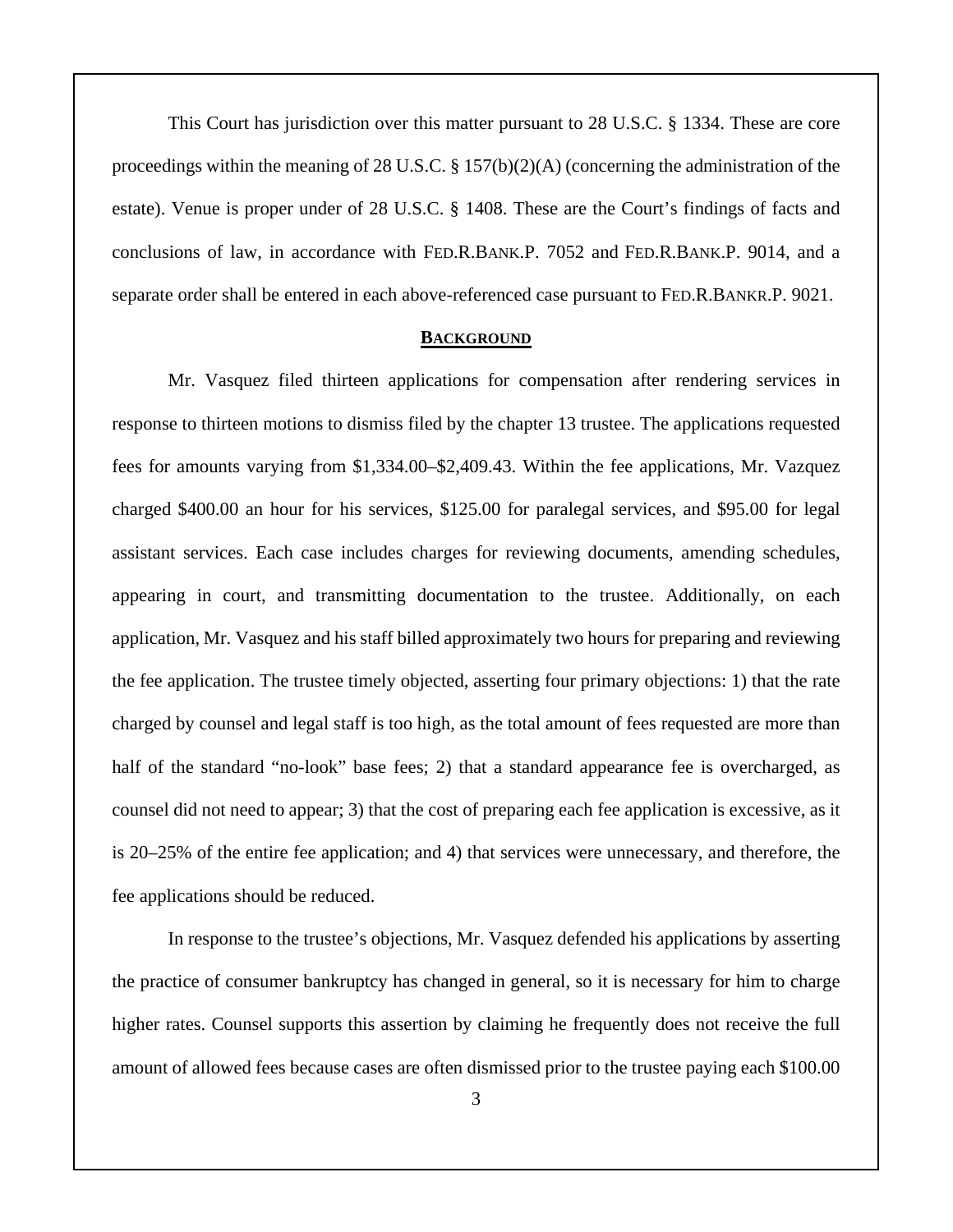This Court has jurisdiction over this matter pursuant to 28 U.S.C. § 1334. These are core proceedings within the meaning of 28 U.S.C. § 157(b)(2)(A) (concerning the administration of the estate). Venue is proper under of 28 U.S.C. § 1408. These are the Court's findings of facts and conclusions of law, in accordance with FED.R.BANK.P. 7052 and FED.R.BANK.P. 9014, and a separate order shall be entered in each above-referenced case pursuant to FED.R.BANKR.P. 9021.

## BACKGROUND

Mr. Vasquez filed thirteen applications for compensation after rendering services in response to thirteen motions to dismiss filed by the chapter 13 trustee. The applications requested fees for amounts varying from $1,334.00–$2,409.43. Within the fee applications, Mr. Vazquez charged $400.00 an hour for his services, $125.00 for paralegal services, and $95.00 for legal assistant services. Each case includes charges for reviewing documents, amending schedules, appearing in court, and transmitting documentation to the trustee. Additionally, on each application, Mr. Vasquez and his staff billed approximately two hours for preparing and reviewing the fee application. The trustee timely objected, asserting four primary objections: 1) that the rate charged by counsel and legal staff is too high, as the total amount of fees requested are more than half of the standard "no-look" base fees; 2) that a standard appearance fee is overcharged, as counsel did not need to appear; 3) that the cost of preparing each fee application is excessive, as it is 20–25% of the entire fee application; and 4) that services were unnecessary, and therefore, the fee applications should be reduced.

In response to the trustee's objections, Mr. Vasquez defended his applications by asserting the practice of consumer bankruptcy has changed in general, so it is necessary for him to charge higher rates. Counsel supports this assertion by claiming he frequently does not receive the full amount of allowed fees because cases are often dismissed prior to the trustee paying each $100.00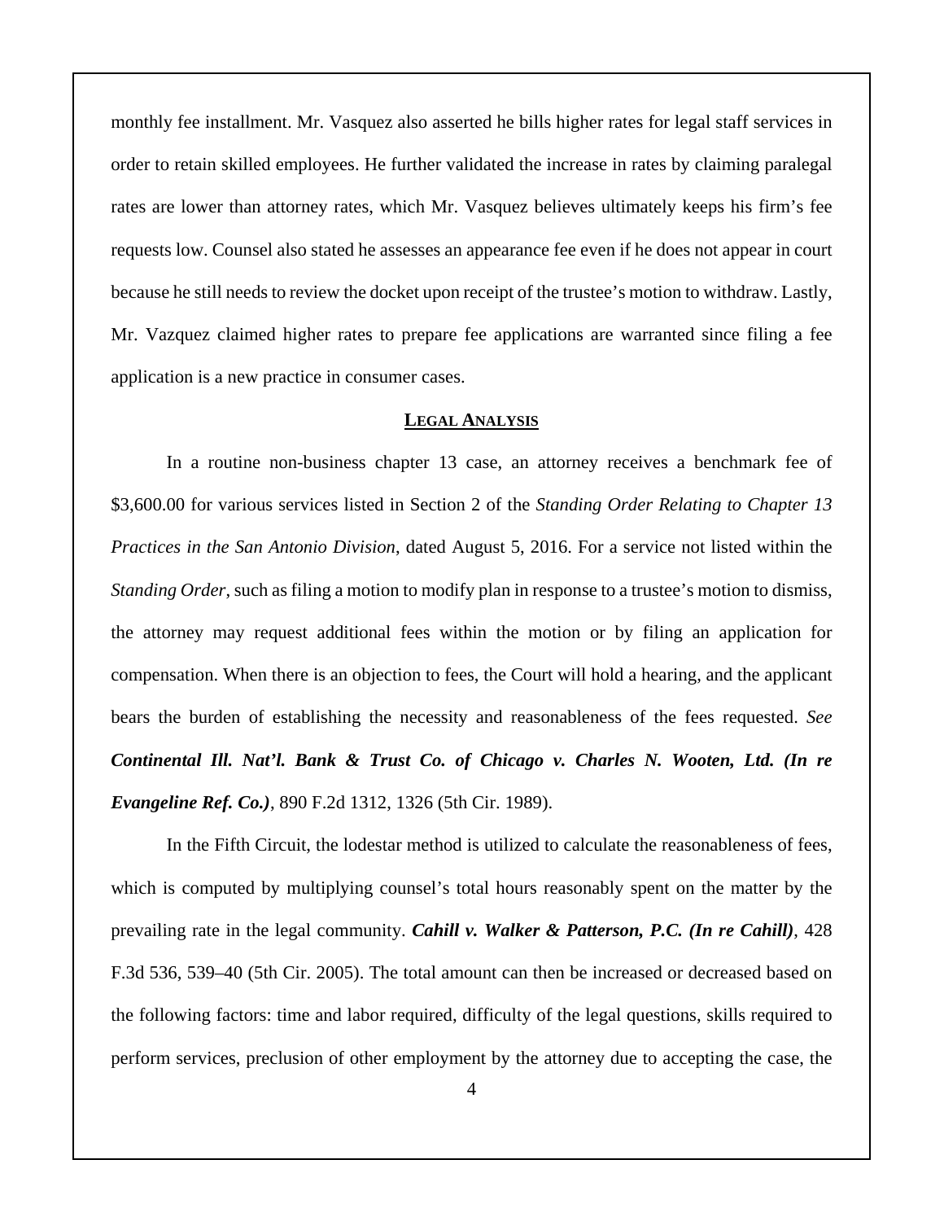monthly fee installment. Mr. Vasquez also asserted he bills higher rates for legal staff services in order to retain skilled employees. He further validated the increase in rates by claiming paralegal rates are lower than attorney rates, which Mr. Vasquez believes ultimately keeps his firm's fee requests low. Counsel also stated he assesses an appearance fee even if he does not appear in court because he still needs to review the docket upon receipt of the trustee's motion to withdraw. Lastly, Mr. Vazquez claimed higher rates to prepare fee applications are warranted since filing a fee application is a new practice in consumer cases.

## LEGAL ANALYSIS

In a routine non-business chapter 13 case, an attorney receives a benchmark fee of \$3,600.00 for various services listed in Section 2 of the *Standing Order Relating to Chapter 13 Practices in the San Antonio Division*, dated August 5, 2016. For a service not listed within the *Standing Order*, such as filing a motion to modify plan in response to a trustee's motion to dismiss, the attorney may request additional fees within the motion or by filing an application for compensation. When there is an objection to fees, the Court will hold a hearing, and the applicant bears the burden of establishing the necessity and reasonableness of the fees requested. *See* ***Continental Ill. Nat'l. Bank & Trust Co. of Chicago v. Charles N. Wooten, Ltd. (In re Evangeline Ref. Co.)***, 890 F.2d 1312, 1326 (5th Cir. 1989).

In the Fifth Circuit, the lodestar method is utilized to calculate the reasonableness of fees, which is computed by multiplying counsel's total hours reasonably spent on the matter by the prevailing rate in the legal community. ***Cahill v. Walker & Patterson, P.C. (In re Cahill)***, 428 F.3d 536, 539–40 (5th Cir. 2005). The total amount can then be increased or decreased based on the following factors: time and labor required, difficulty of the legal questions, skills required to perform services, preclusion of other employment by the attorney due to accepting the case, the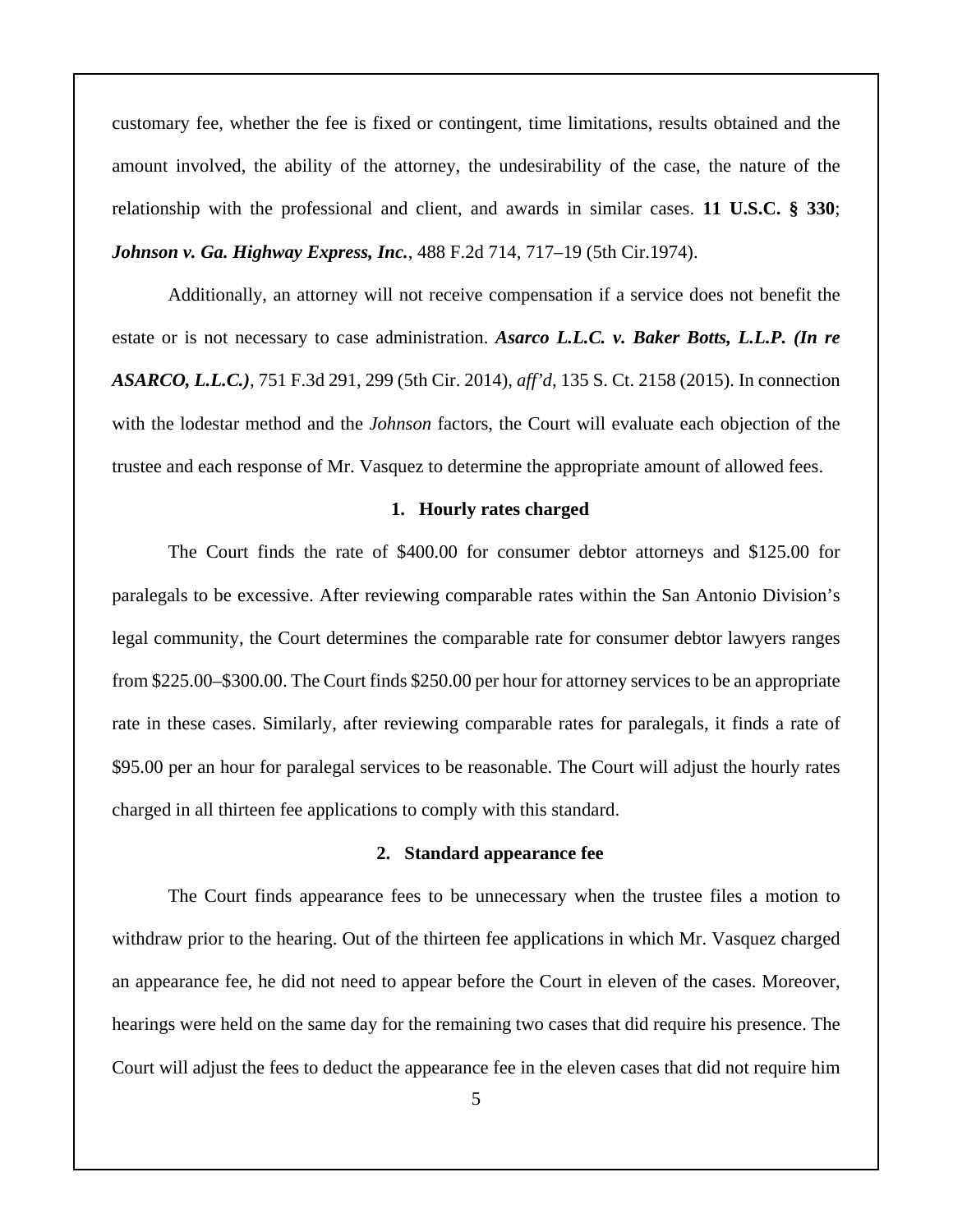customary fee, whether the fee is fixed or contingent, time limitations, results obtained and the amount involved, the ability of the attorney, the undesirability of the case, the nature of the relationship with the professional and client, and awards in similar cases. **11 U.S.C. § 330**; ***Johnson v. Ga. Highway Express, Inc.***, 488 F.2d 714, 717–19 (5th Cir.1974).

Additionally, an attorney will not receive compensation if a service does not benefit the estate or is not necessary to case administration. ***Asarco L.L.C. v. Baker Botts, L.L.P. (In re ASARCO, L.L.C.)***, 751 F.3d 291, 299 (5th Cir. 2014), *aff'd*, 135 S. Ct. 2158 (2015). In connection with the lodestar method and the *Johnson* factors, the Court will evaluate each objection of the trustee and each response of Mr. Vasquez to determine the appropriate amount of allowed fees.

**1. Hourly rates charged**

The Court finds the rate of $400.00 for consumer debtor attorneys and $125.00 for paralegals to be excessive. After reviewing comparable rates within the San Antonio Division's legal community, the Court determines the comparable rate for consumer debtor lawyers ranges from $225.00–$300.00. The Court finds $250.00 per hour for attorney services to be an appropriate rate in these cases. Similarly, after reviewing comparable rates for paralegals, it finds a rate of $95.00 per an hour for paralegal services to be reasonable. The Court will adjust the hourly rates charged in all thirteen fee applications to comply with this standard.

**2. Standard appearance fee**

The Court finds appearance fees to be unnecessary when the trustee files a motion to withdraw prior to the hearing. Out of the thirteen fee applications in which Mr. Vasquez charged an appearance fee, he did not need to appear before the Court in eleven of the cases. Moreover, hearings were held on the same day for the remaining two cases that did require his presence. The Court will adjust the fees to deduct the appearance fee in the eleven cases that did not require him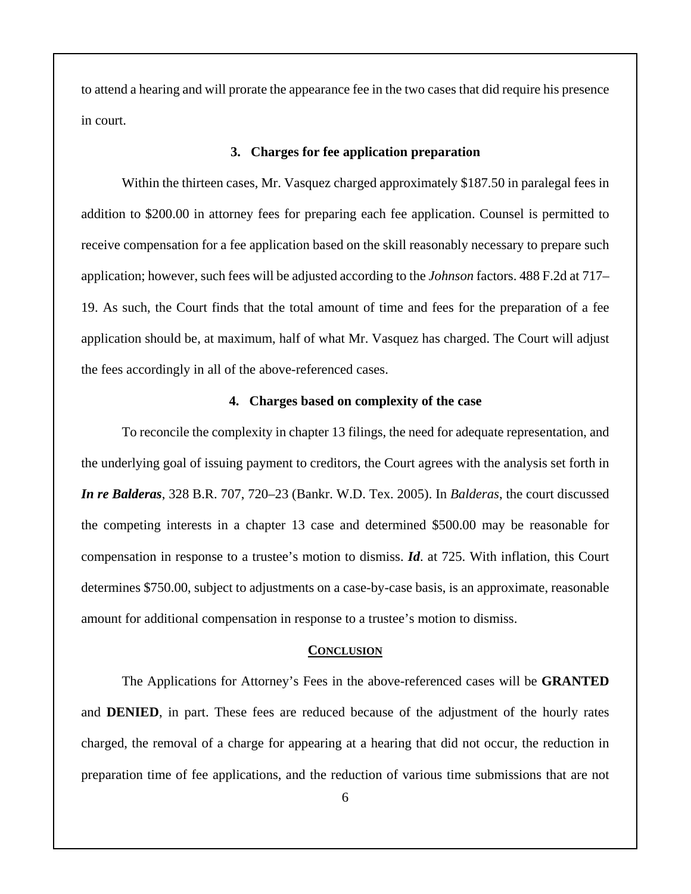to attend a hearing and will prorate the appearance fee in the two cases that did require his presence in court.

### 3. Charges for fee application preparation

Within the thirteen cases, Mr. Vasquez charged approximately $187.50 in paralegal fees in addition to $200.00 in attorney fees for preparing each fee application. Counsel is permitted to receive compensation for a fee application based on the skill reasonably necessary to prepare such application; however, such fees will be adjusted according to the *Johnson* factors. 488 F.2d at 717–19. As such, the Court finds that the total amount of time and fees for the preparation of a fee application should be, at maximum, half of what Mr. Vasquez has charged. The Court will adjust the fees accordingly in all of the above-referenced cases.

### 4. Charges based on complexity of the case

To reconcile the complexity in chapter 13 filings, the need for adequate representation, and the underlying goal of issuing payment to creditors, the Court agrees with the analysis set forth in ***In re Balderas***, 328 B.R. 707, 720–23 (Bankr. W.D. Tex. 2005). In *Balderas*, the court discussed the competing interests in a chapter 13 case and determined $500.00 may be reasonable for compensation in response to a trustee's motion to dismiss. ***Id***. at 725. With inflation, this Court determines $750.00, subject to adjustments on a case-by-case basis, is an approximate, reasonable amount for additional compensation in response to a trustee's motion to dismiss.

## CONCLUSION

The Applications for Attorney's Fees in the above-referenced cases will be **GRANTED** and **DENIED**, in part. These fees are reduced because of the adjustment of the hourly rates charged, the removal of a charge for appearing at a hearing that did not occur, the reduction in preparation time of fee applications, and the reduction of various time submissions that are not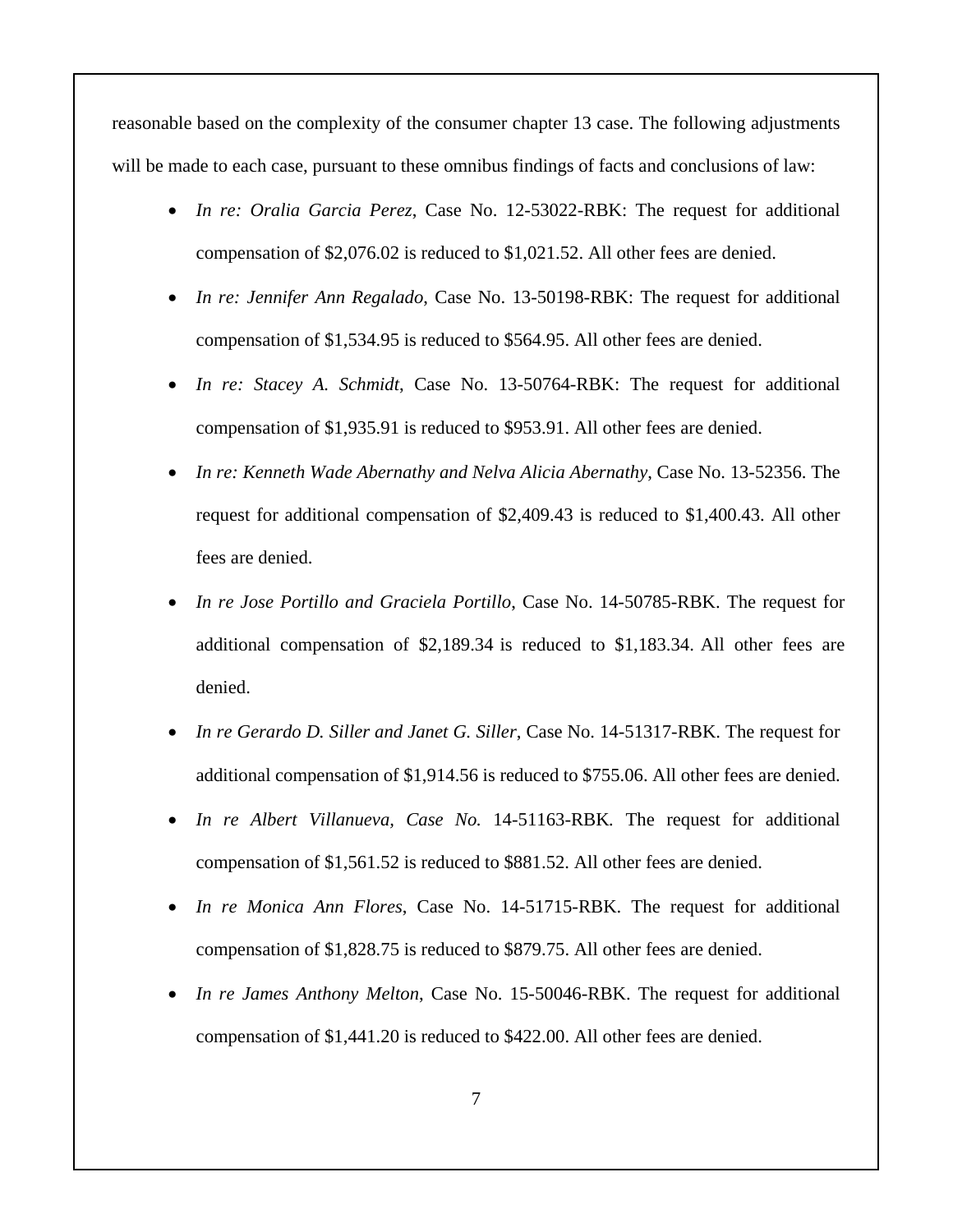reasonable based on the complexity of the consumer chapter 13 case. The following adjustments will be made to each case, pursuant to these omnibus findings of facts and conclusions of law:

- *In re: Oralia Garcia Perez*, Case No. 12-53022-RBK: The request for additional compensation of $2,076.02 is reduced to $1,021.52. All other fees are denied.
- *In re: Jennifer Ann Regalado*, Case No. 13-50198-RBK: The request for additional compensation of $1,534.95 is reduced to $564.95. All other fees are denied.
- *In re: Stacey A. Schmidt*, Case No. 13-50764-RBK: The request for additional compensation of $1,935.91 is reduced to $953.91. All other fees are denied.
- *In re: Kenneth Wade Abernathy and Nelva Alicia Abernathy*, Case No. 13-52356. The request for additional compensation of $2,409.43 is reduced to $1,400.43. All other fees are denied.
- *In re Jose Portillo and Graciela Portillo*, Case No. 14-50785-RBK. The request for additional compensation of $2,189.34 is reduced to $1,183.34. All other fees are denied.
- *In re Gerardo D. Siller and Janet G. Siller*, Case No. 14-51317-RBK. The request for additional compensation of $1,914.56 is reduced to $755.06. All other fees are denied.
- *In re Albert Villanueva, Case No.* 14-51163-RBK. The request for additional compensation of $1,561.52 is reduced to $881.52. All other fees are denied.
- *In re Monica Ann Flores*, Case No. 14-51715-RBK. The request for additional compensation of $1,828.75 is reduced to $879.75. All other fees are denied.
- *In re James Anthony Melton*, Case No. 15-50046-RBK. The request for additional compensation of $1,441.20 is reduced to $422.00. All other fees are denied.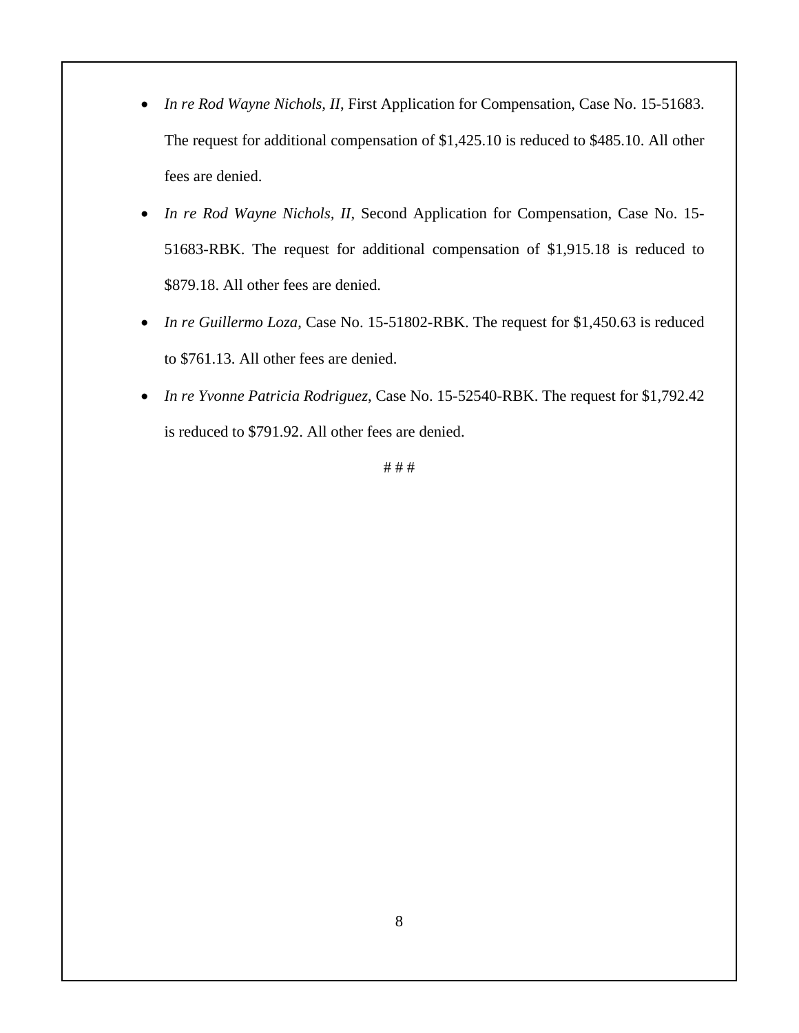- *In re Rod Wayne Nichols, II*, First Application for Compensation, Case No. 15-51683. The request for additional compensation of $1,425.10 is reduced to $485.10. All other fees are denied.
- *In re Rod Wayne Nichols, II*, Second Application for Compensation, Case No. 15-51683-RBK. The request for additional compensation of $1,915.18 is reduced to $879.18. All other fees are denied.
- *In re Guillermo Loza*, Case No. 15-51802-RBK. The request for $1,450.63 is reduced to $761.13. All other fees are denied.
- *In re Yvonne Patricia Rodriguez*, Case No. 15-52540-RBK. The request for $1,792.42 is reduced to $791.92. All other fees are denied.

# # #